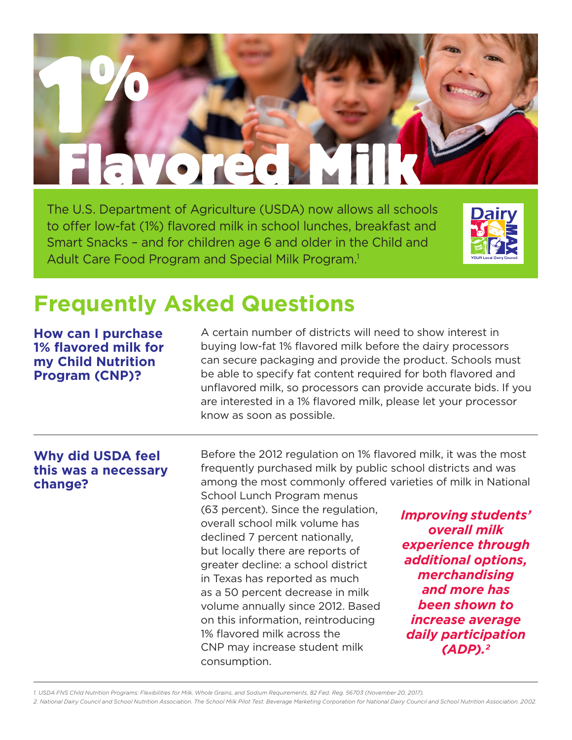# 1% Flavored Milk

The U.S. Department of Agriculture (USDA) now allows all schools to offer low-fat (1%) flavored milk in school lunches, breakfast and Smart Snacks – and for children age 6 and older in the Child and Adult Care Food Program and Special Milk Program.[1]

Dairy MAX
YOUR Local Dairy Council

## Frequently Asked Questions

### How can I purchase 1% flavored milk for my Child Nutrition Program (CNP)?

A certain number of districts will need to show interest in buying low-fat 1% flavored milk before the dairy processors can secure packaging and provide the product. Schools must be able to specify fat content required for both flavored and unflavored milk, so processors can provide accurate bids. If you are interested in a 1% flavored milk, please let your processor know as soon as possible.

---

### Why did USDA feel this was a necessary change?

Before the 2012 regulation on 1% flavored milk, it was the most frequently purchased milk by public school districts and was among the most commonly offered varieties of milk in National School Lunch Program menus (63 percent). Since the regulation, overall school milk volume has declined 7 percent nationally, but locally there are reports of greater decline: a school district in Texas has reported as much as a 50 percent decrease in milk volume annually since 2012. Based on this information, reintroducing 1% flavored milk across the CNP may increase student milk consumption.

***Improving students' overall milk experience through additional options, merchandising and more has been shown to increase average daily participation (ADP).[2]***

---

1. USDA FNS Child Nutrition Programs: Flexibilities for Milk, Whole Grains, and Sodium Requirements, 82 Fed. Reg. 56703 (November 20, 2017).
2. National Dairy Council and School Nutrition Association. The School Milk Pilot Test. Beverage Marketing Corporation for National Dairy Council and School Nutrition Association. 2002.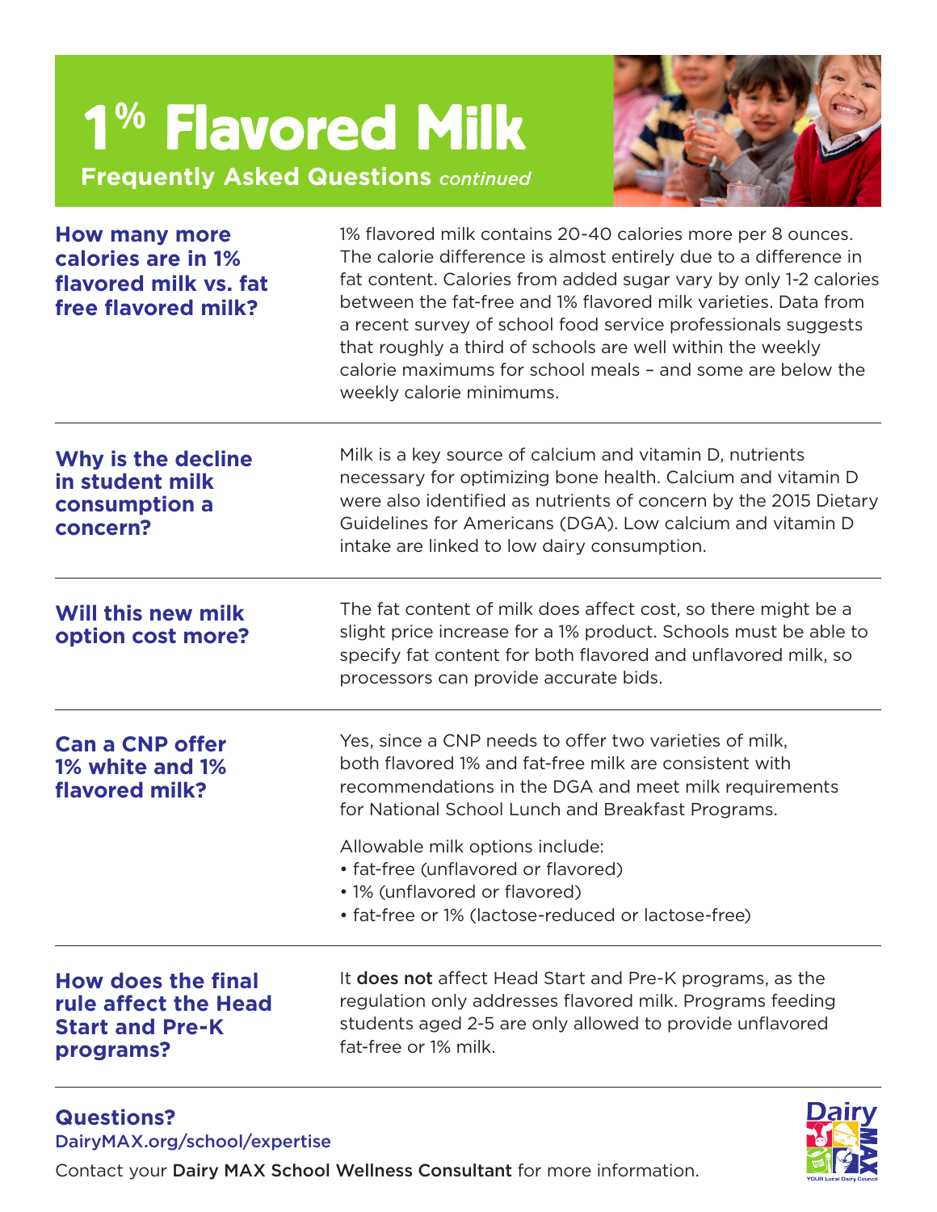# 1% Flavored Milk

**Frequently Asked Questions** *continued*

### How many more calories are in 1% flavored milk vs. fat free flavored milk?

1% flavored milk contains 20-40 calories more per 8 ounces. The calorie difference is almost entirely due to a difference in fat content. Calories from added sugar vary by only 1-2 calories between the fat-free and 1% flavored milk varieties. Data from a recent survey of school food service professionals suggests that roughly a third of schools are well within the weekly calorie maximums for school meals – and some are below the weekly calorie minimums.

### Why is the decline in student milk consumption a concern?

Milk is a key source of calcium and vitamin D, nutrients necessary for optimizing bone health. Calcium and vitamin D were also identified as nutrients of concern by the 2015 Dietary Guidelines for Americans (DGA). Low calcium and vitamin D intake are linked to low dairy consumption.

### Will this new milk option cost more?

The fat content of milk does affect cost, so there might be a slight price increase for a 1% product. Schools must be able to specify fat content for both flavored and unflavored milk, so processors can provide accurate bids.

### Can a CNP offer 1% white and 1% flavored milk?

Yes, since a CNP needs to offer two varieties of milk, both flavored 1% and fat-free milk are consistent with recommendations in the DGA and meet milk requirements for National School Lunch and Breakfast Programs.

Allowable milk options include:

- fat-free (unflavored or flavored)
- 1% (unflavored or flavored)
- fat-free or 1% (lactose-reduced or lactose-free)

### How does the final rule affect the Head Start and Pre-K programs?

It **does not** affect Head Start and Pre-K programs, as the regulation only addresses flavored milk. Programs feeding students aged 2-5 are only allowed to provide unflavored fat-free or 1% milk.

**Questions?**
DairyMAX.org/school/expertise

Contact your **Dairy MAX School Wellness Consultant** for more information.

Dairy MAX
YOUR Local Dairy Council